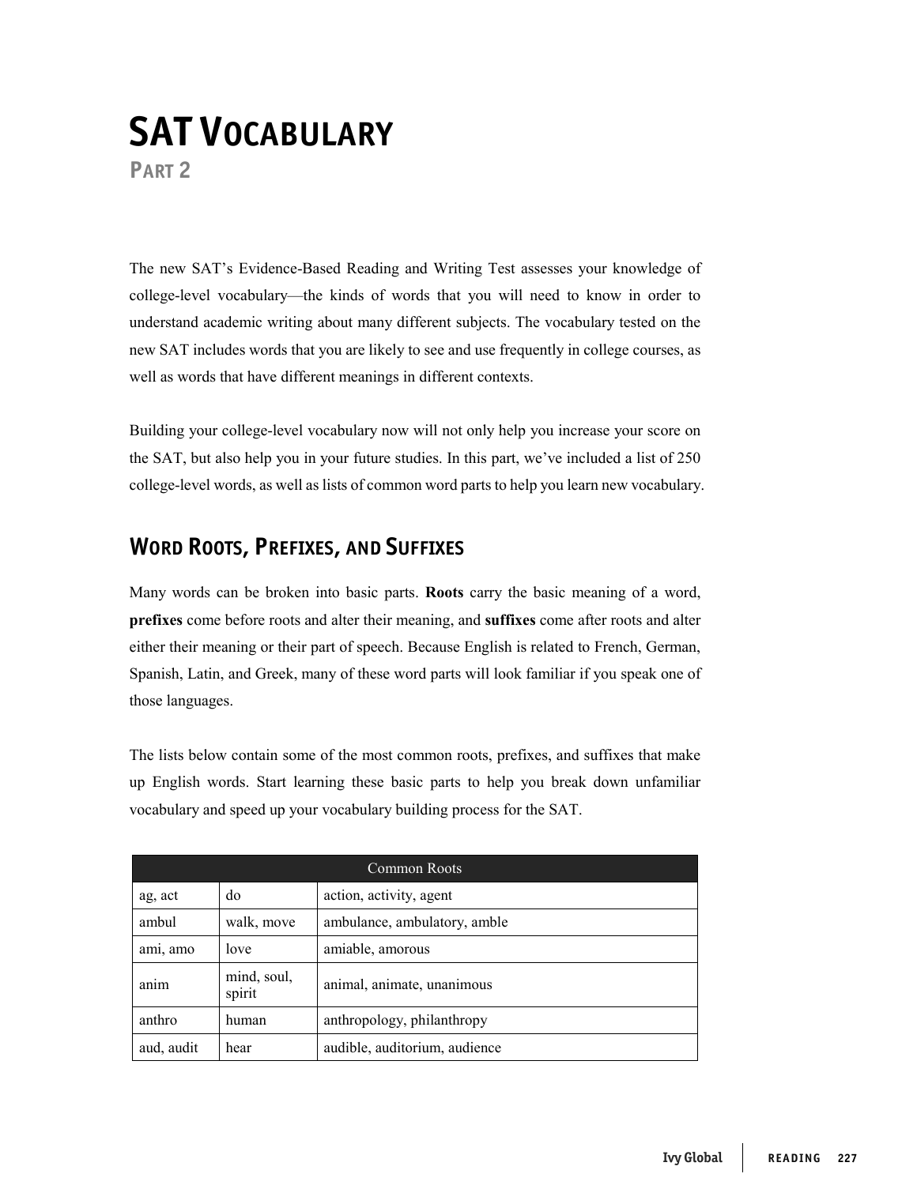# SAT Vocabulary

## Part 2

The new SAT's Evidence-Based Reading and Writing Test assesses your knowledge of college-level vocabulary—the kinds of words that you will need to know in order to understand academic writing about many different subjects. The vocabulary tested on the new SAT includes words that you are likely to see and use frequently in college courses, as well as words that have different meanings in different contexts.

Building your college-level vocabulary now will not only help you increase your score on the SAT, but also help you in your future studies. In this part, we've included a list of 250 college-level words, as well as lists of common word parts to help you learn new vocabulary.

## Word Roots, Prefixes, and Suffixes

Many words can be broken into basic parts. **Roots** carry the basic meaning of a word, **prefixes** come before roots and alter their meaning, and **suffixes** come after roots and alter either their meaning or their part of speech. Because English is related to French, German, Spanish, Latin, and Greek, many of these word parts will look familiar if you speak one of those languages.

The lists below contain some of the most common roots, prefixes, and suffixes that make up English words. Start learning these basic parts to help you break down unfamiliar vocabulary and speed up your vocabulary building process for the SAT.

| Common Roots | | |
|---|---|---|
| ag, act | do | action, activity, agent |
| ambul | walk, move | ambulance, ambulatory, amble |
| ami, amo | love | amiable, amorous |
| anim | mind, soul, spirit | animal, animate, unanimous |
| anthro | human | anthropology, philanthropy |
| aud, audit | hear | audible, auditorium, audience |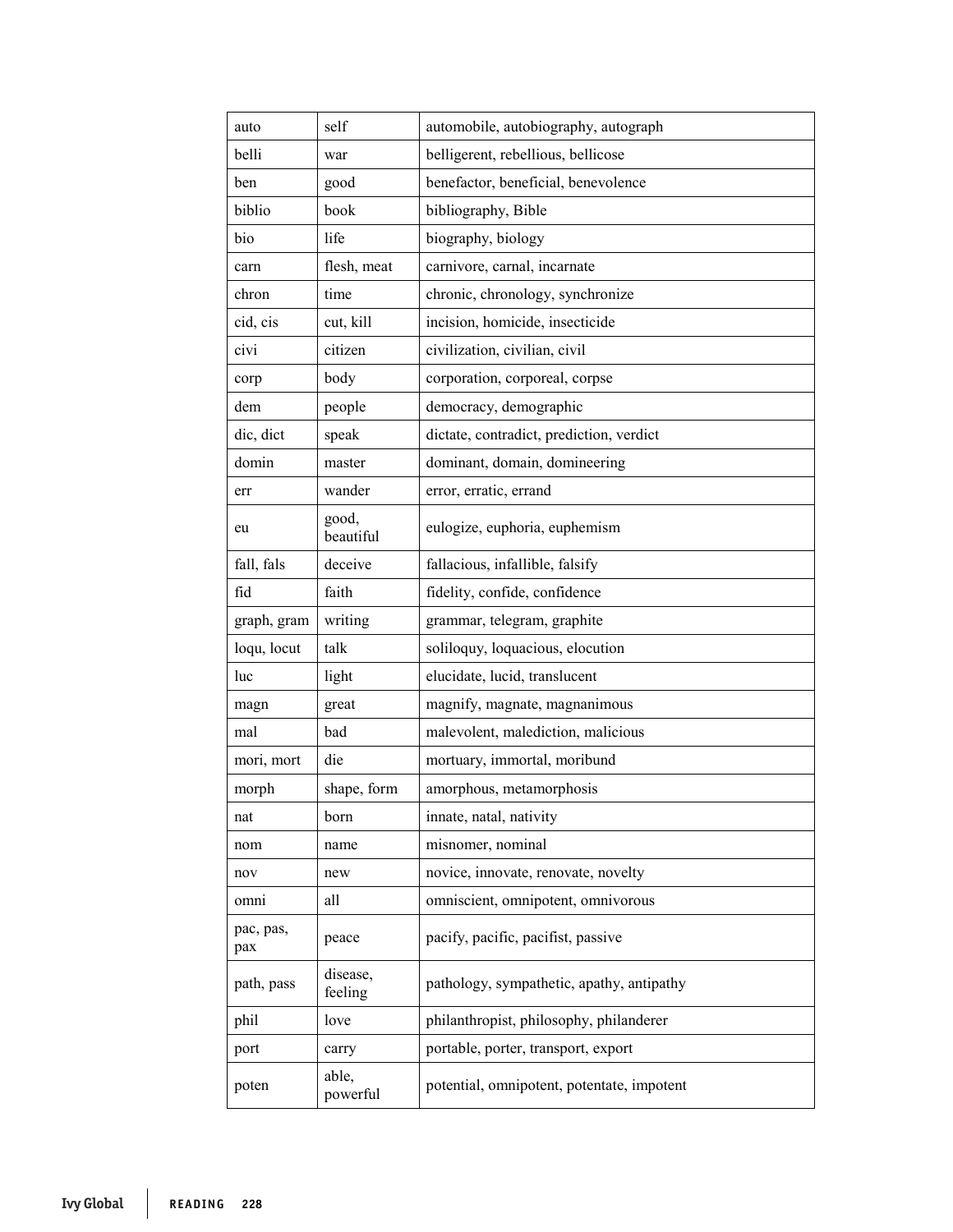| auto | self | automobile, autobiography, autograph |
|---|---|---|
| belli | war | belligerent, rebellious, bellicose |
| ben | good | benefactor, beneficial, benevolence |
| biblio | book | bibliography, Bible |
| bio | life | biography, biology |
| carn | flesh, meat | carnivore, carnal, incarnate |
| chron | time | chronic, chronology, synchronize |
| cid, cis | cut, kill | incision, homicide, insecticide |
| civi | citizen | civilization, civilian, civil |
| corp | body | corporation, corporeal, corpse |
| dem | people | democracy, demographic |
| dic, dict | speak | dictate, contradict, prediction, verdict |
| domin | master | dominant, domain, domineering |
| err | wander | error, erratic, errand |
| eu | good, beautiful | eulogize, euphoria, euphemism |
| fall, fals | deceive | fallacious, infallible, falsify |
| fid | faith | fidelity, confide, confidence |
| graph, gram | writing | grammar, telegram, graphite |
| loqu, locut | talk | soliloquy, loquacious, elocution |
| luc | light | elucidate, lucid, translucent |
| magn | great | magnify, magnate, magnanimous |
| mal | bad | malevolent, malediction, malicious |
| mori, mort | die | mortuary, immortal, moribund |
| morph | shape, form | amorphous, metamorphosis |
| nat | born | innate, natal, nativity |
| nom | name | misnomer, nominal |
| nov | new | novice, innovate, renovate, novelty |
| omni | all | omniscient, omnipotent, omnivorous |
| pac, pas, pax | peace | pacify, pacific, pacifist, passive |
| path, pass | disease, feeling | pathology, sympathetic, apathy, antipathy |
| phil | love | philanthropist, philosophy, philanderer |
| port | carry | portable, porter, transport, export |
| poten | able, powerful | potential, omnipotent, potentate, impotent |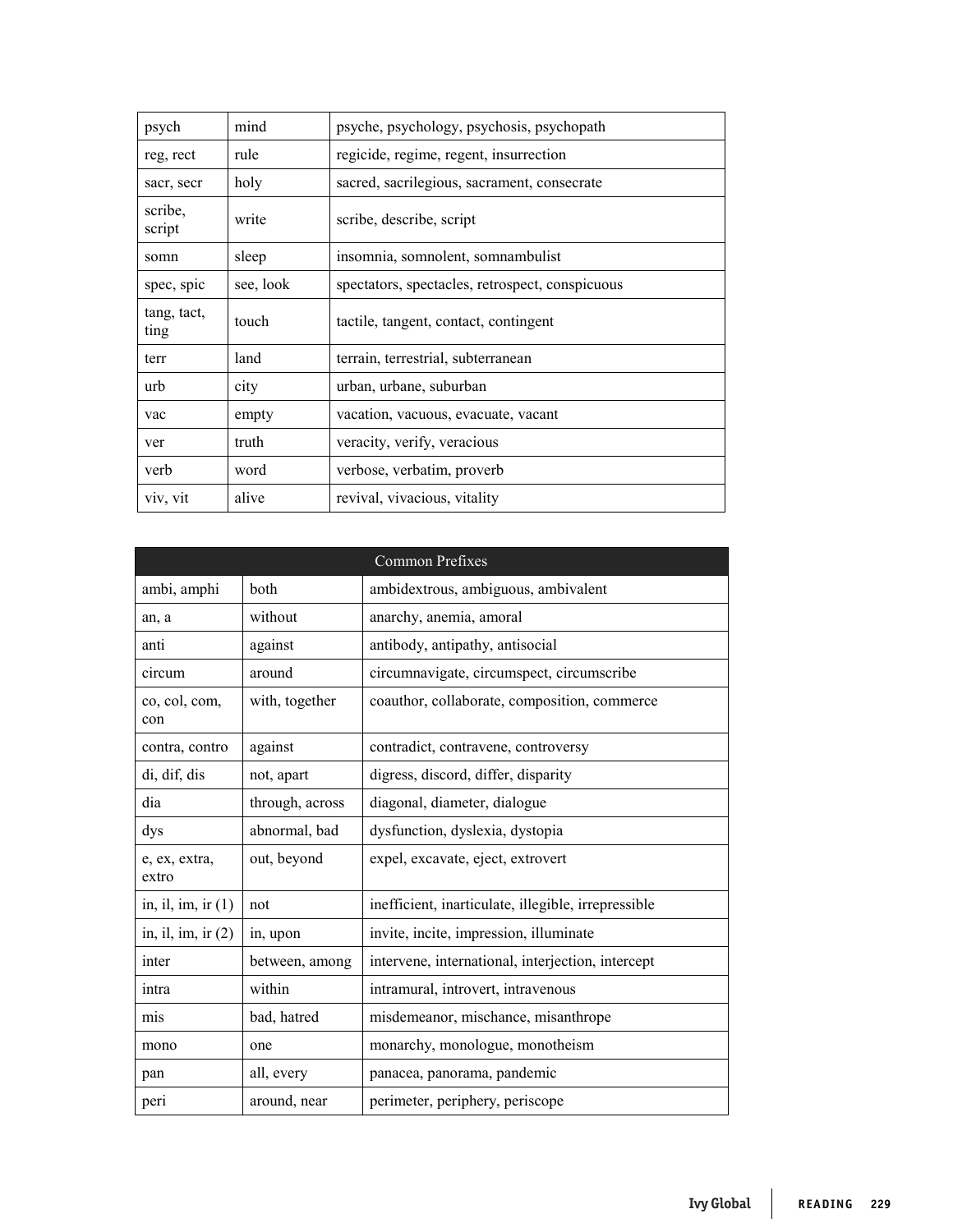| | | |
|---|---|---|
| psych | mind | psyche, psychology, psychosis, psychopath |
| reg, rect | rule | regicide, regime, regent, insurrection |
| sacr, secr | holy | sacred, sacrilegious, sacrament, consecrate |
| scribe, script | write | scribe, describe, script |
| somn | sleep | insomnia, somnolent, somnambulist |
| spec, spic | see, look | spectators, spectacles, retrospect, conspicuous |
| tang, tact, ting | touch | tactile, tangent, contact, contingent |
| terr | land | terrain, terrestrial, subterranean |
| urb | city | urban, urbane, suburban |
| vac | empty | vacation, vacuous, evacuate, vacant |
| ver | truth | veracity, verify, veracious |
| verb | word | verbose, verbatim, proverb |
| viv, vit | alive | revival, vivacious, vitality |

| Common Prefixes | | |
|---|---|---|
| ambi, amphi | both | ambidextrous, ambiguous, ambivalent |
| an, a | without | anarchy, anemia, amoral |
| anti | against | antibody, antipathy, antisocial |
| circum | around | circumnavigate, circumspect, circumscribe |
| co, col, com, con | with, together | coauthor, collaborate, composition, commerce |
| contra, contro | against | contradict, contravene, controversy |
| di, dif, dis | not, apart | digress, discord, differ, disparity |
| dia | through, across | diagonal, diameter, dialogue |
| dys | abnormal, bad | dysfunction, dyslexia, dystopia |
| e, ex, extra, extro | out, beyond | expel, excavate, eject, extrovert |
| in, il, im, ir (1) | not | inefficient, inarticulate, illegible, irrepressible |
| in, il, im, ir (2) | in, upon | invite, incite, impression, illuminate |
| inter | between, among | intervene, international, interjection, intercept |
| intra | within | intramural, introvert, intravenous |
| mis | bad, hatred | misdemeanor, mischance, misanthrope |
| mono | one | monarchy, monologue, monotheism |
| pan | all, every | panacea, panorama, pandemic |
| peri | around, near | perimeter, periphery, periscope |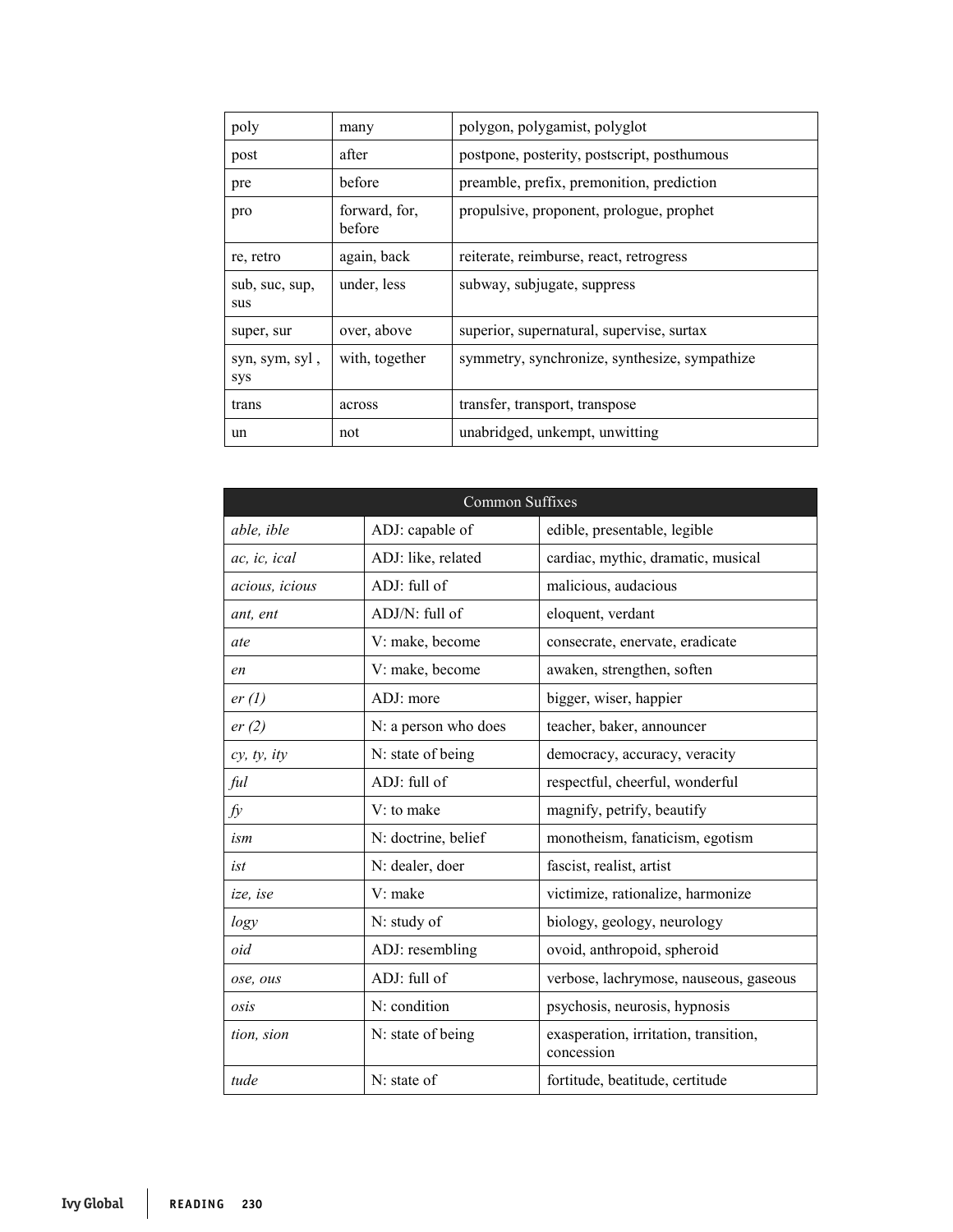| poly | many | polygon, polygamist, polyglot |
|---|---|---|
| post | after | postpone, posterity, postscript, posthumous |
| pre | before | preamble, prefix, premonition, prediction |
| pro | forward, for, before | propulsive, proponent, prologue, prophet |
| re, retro | again, back | reiterate, reimburse, react, retrogress |
| sub, suc, sup, sus | under, less | subway, subjugate, suppress |
| super, sur | over, above | superior, supernatural, supervise, surtax |
| syn, sym, syl , sys | with, together | symmetry, synchronize, synthesize, sympathize |
| trans | across | transfer, transport, transpose |
| un | not | unabridged, unkempt, unwitting |

| Common Suffixes | | |
|---|---|---|
| *able, ible* | ADJ: capable of | edible, presentable, legible |
| *ac, ic, ical* | ADJ: like, related | cardiac, mythic, dramatic, musical |
| *acious, icious* | ADJ: full of | malicious, audacious |
| *ant, ent* | ADJ/N: full of | eloquent, verdant |
| *ate* | V: make, become | consecrate, enervate, eradicate |
| *en* | V: make, become | awaken, strengthen, soften |
| *er (1)* | ADJ: more | bigger, wiser, happier |
| *er (2)* | N: a person who does | teacher, baker, announcer |
| *cy, ty, ity* | N: state of being | democracy, accuracy, veracity |
| *ful* | ADJ: full of | respectful, cheerful, wonderful |
| *fy* | V: to make | magnify, petrify, beautify |
| *ism* | N: doctrine, belief | monotheism, fanaticism, egotism |
| *ist* | N: dealer, doer | fascist, realist, artist |
| *ize, ise* | V: make | victimize, rationalize, harmonize |
| *logy* | N: study of | biology, geology, neurology |
| *oid* | ADJ: resembling | ovoid, anthropoid, spheroid |
| *ose, ous* | ADJ: full of | verbose, lachrymose, nauseous, gaseous |
| *osis* | N: condition | psychosis, neurosis, hypnosis |
| *tion, sion* | N: state of being | exasperation, irritation, transition, concession |
| *tude* | N: state of | fortitude, beatitude, certitude |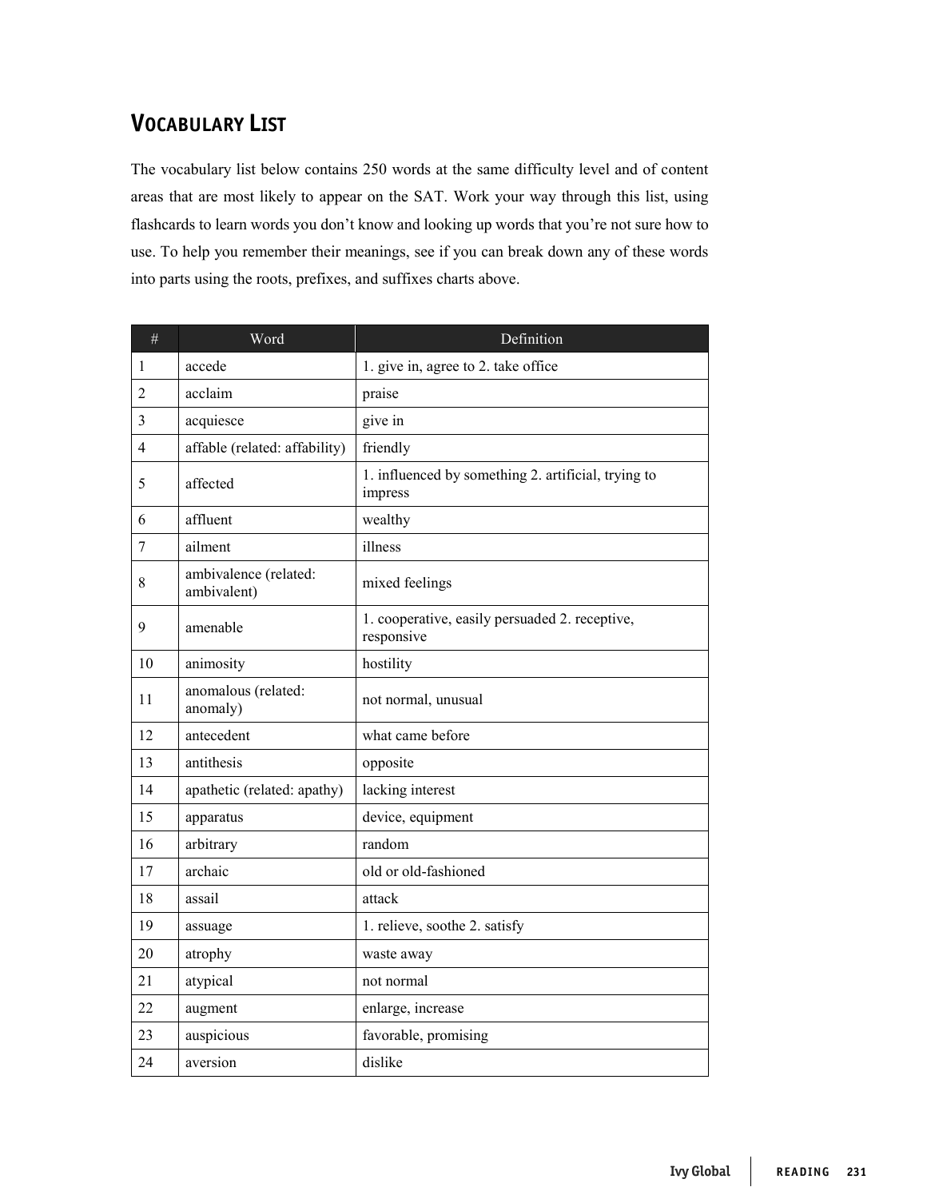## VOCABULARY LIST

The vocabulary list below contains 250 words at the same difficulty level and of content areas that are most likely to appear on the SAT. Work your way through this list, using flashcards to learn words you don't know and looking up words that you're not sure how to use. To help you remember their meanings, see if you can break down any of these words into parts using the roots, prefixes, and suffixes charts above.

| # | Word | Definition |
|---|---|---|
| 1 | accede | 1. give in, agree to 2. take office |
| 2 | acclaim | praise |
| 3 | acquiesce | give in |
| 4 | affable (related: affability) | friendly |
| 5 | affected | 1. influenced by something 2. artificial, trying to impress |
| 6 | affluent | wealthy |
| 7 | ailment | illness |
| 8 | ambivalence (related: ambivalent) | mixed feelings |
| 9 | amenable | 1. cooperative, easily persuaded 2. receptive, responsive |
| 10 | animosity | hostility |
| 11 | anomalous (related: anomaly) | not normal, unusual |
| 12 | antecedent | what came before |
| 13 | antithesis | opposite |
| 14 | apathetic (related: apathy) | lacking interest |
| 15 | apparatus | device, equipment |
| 16 | arbitrary | random |
| 17 | archaic | old or old-fashioned |
| 18 | assail | attack |
| 19 | assuage | 1. relieve, soothe 2. satisfy |
| 20 | atrophy | waste away |
| 21 | atypical | not normal |
| 22 | augment | enlarge, increase |
| 23 | auspicious | favorable, promising |
| 24 | aversion | dislike |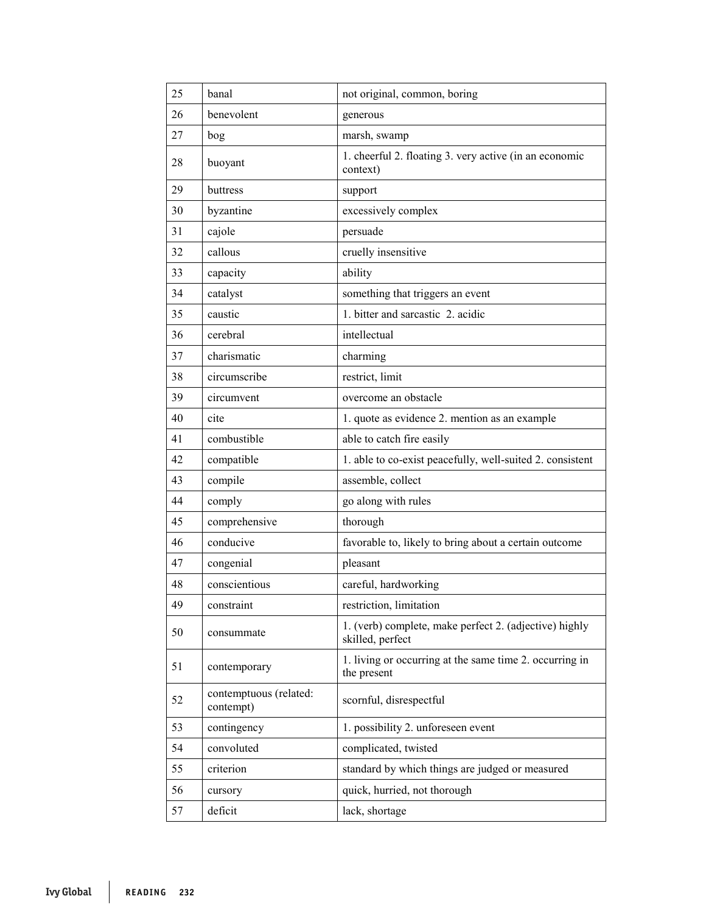| 25 | banal | not original, common, boring |
|---|---|---|
| 26 | benevolent | generous |
| 27 | bog | marsh, swamp |
| 28 | buoyant | 1. cheerful 2. floating 3. very active (in an economic context) |
| 29 | buttress | support |
| 30 | byzantine | excessively complex |
| 31 | cajole | persuade |
| 32 | callous | cruelly insensitive |
| 33 | capacity | ability |
| 34 | catalyst | something that triggers an event |
| 35 | caustic | 1. bitter and sarcastic 2. acidic |
| 36 | cerebral | intellectual |
| 37 | charismatic | charming |
| 38 | circumscribe | restrict, limit |
| 39 | circumvent | overcome an obstacle |
| 40 | cite | 1. quote as evidence 2. mention as an example |
| 41 | combustible | able to catch fire easily |
| 42 | compatible | 1. able to co-exist peacefully, well-suited 2. consistent |
| 43 | compile | assemble, collect |
| 44 | comply | go along with rules |
| 45 | comprehensive | thorough |
| 46 | conducive | favorable to, likely to bring about a certain outcome |
| 47 | congenial | pleasant |
| 48 | conscientious | careful, hardworking |
| 49 | constraint | restriction, limitation |
| 50 | consummate | 1. (verb) complete, make perfect 2. (adjective) highly skilled, perfect |
| 51 | contemporary | 1. living or occurring at the same time 2. occurring in the present |
| 52 | contemptuous (related: contempt) | scornful, disrespectful |
| 53 | contingency | 1. possibility 2. unforeseen event |
| 54 | convoluted | complicated, twisted |
| 55 | criterion | standard by which things are judged or measured |
| 56 | cursory | quick, hurried, not thorough |
| 57 | deficit | lack, shortage |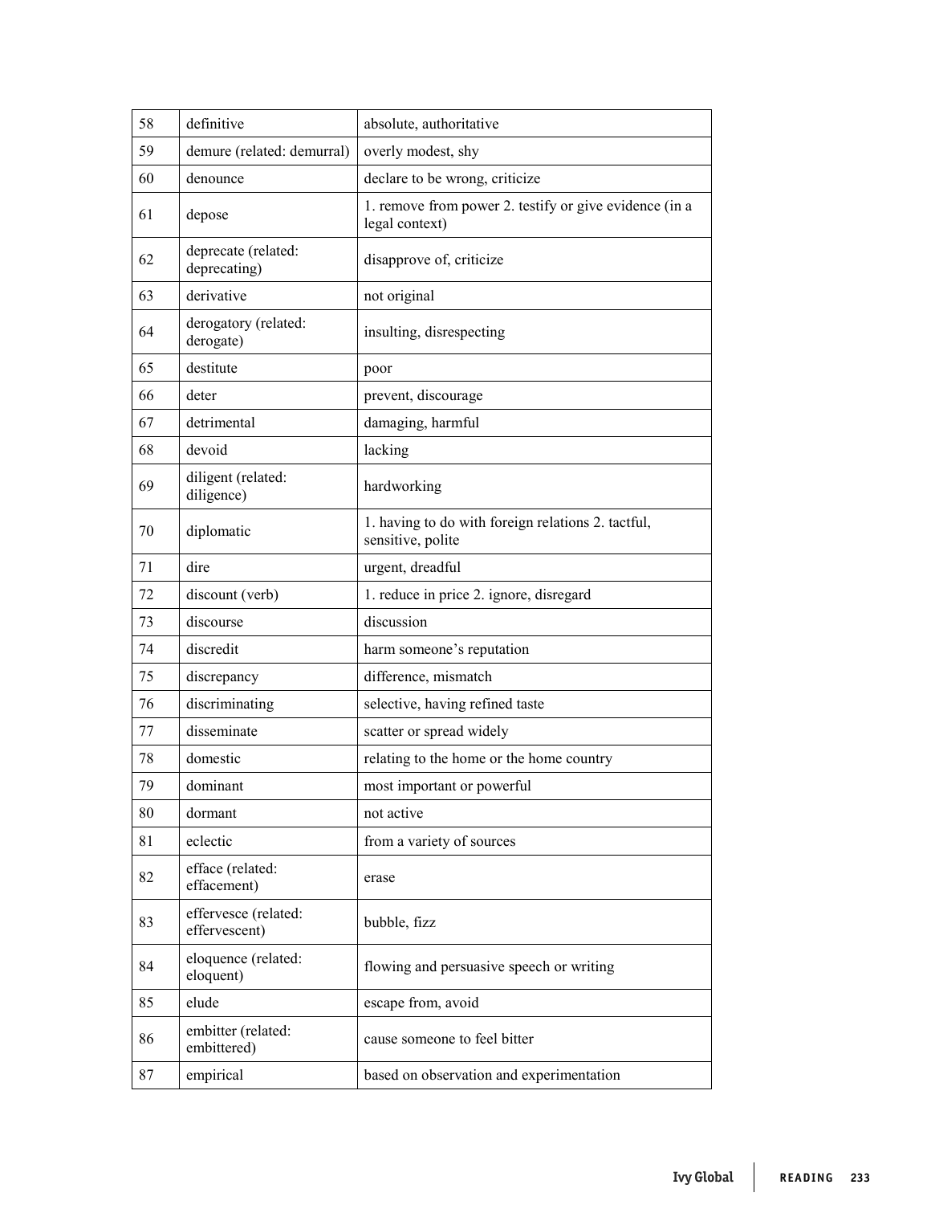| 58 | definitive | absolute, authoritative |
|---|---|---|
| 59 | demure (related: demurral) | overly modest, shy |
| 60 | denounce | declare to be wrong, criticize |
| 61 | depose | 1. remove from power 2. testify or give evidence (in a legal context) |
| 62 | deprecate (related: deprecating) | disapprove of, criticize |
| 63 | derivative | not original |
| 64 | derogatory (related: derogate) | insulting, disrespecting |
| 65 | destitute | poor |
| 66 | deter | prevent, discourage |
| 67 | detrimental | damaging, harmful |
| 68 | devoid | lacking |
| 69 | diligent (related: diligence) | hardworking |
| 70 | diplomatic | 1. having to do with foreign relations 2. tactful, sensitive, polite |
| 71 | dire | urgent, dreadful |
| 72 | discount (verb) | 1. reduce in price 2. ignore, disregard |
| 73 | discourse | discussion |
| 74 | discredit | harm someone's reputation |
| 75 | discrepancy | difference, mismatch |
| 76 | discriminating | selective, having refined taste |
| 77 | disseminate | scatter or spread widely |
| 78 | domestic | relating to the home or the home country |
| 79 | dominant | most important or powerful |
| 80 | dormant | not active |
| 81 | eclectic | from a variety of sources |
| 82 | efface (related: effacement) | erase |
| 83 | effervesce (related: effervescent) | bubble, fizz |
| 84 | eloquence (related: eloquent) | flowing and persuasive speech or writing |
| 85 | elude | escape from, avoid |
| 86 | embitter (related: embittered) | cause someone to feel bitter |
| 87 | empirical | based on observation and experimentation |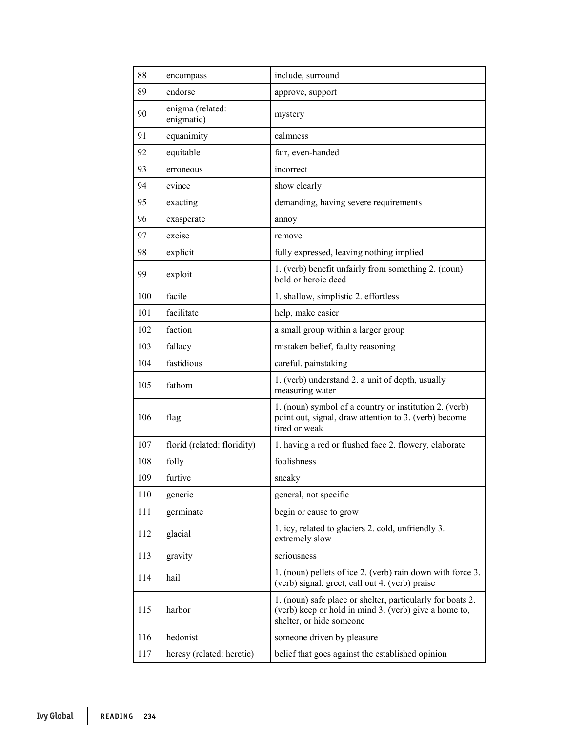| | | |
|---|---|---|
| 88 | encompass | include, surround |
| 89 | endorse | approve, support |
| 90 | enigma (related: enigmatic) | mystery |
| 91 | equanimity | calmness |
| 92 | equitable | fair, even-handed |
| 93 | erroneous | incorrect |
| 94 | evince | show clearly |
| 95 | exacting | demanding, having severe requirements |
| 96 | exasperate | annoy |
| 97 | excise | remove |
| 98 | explicit | fully expressed, leaving nothing implied |
| 99 | exploit | 1. (verb) benefit unfairly from something 2. (noun) bold or heroic deed |
| 100 | facile | 1. shallow, simplistic 2. effortless |
| 101 | facilitate | help, make easier |
| 102 | faction | a small group within a larger group |
| 103 | fallacy | mistaken belief, faulty reasoning |
| 104 | fastidious | careful, painstaking |
| 105 | fathom | 1. (verb) understand 2. a unit of depth, usually measuring water |
| 106 | flag | 1. (noun) symbol of a country or institution 2. (verb) point out, signal, draw attention to 3. (verb) become tired or weak |
| 107 | florid (related: floridity) | 1. having a red or flushed face 2. flowery, elaborate |
| 108 | folly | foolishness |
| 109 | furtive | sneaky |
| 110 | generic | general, not specific |
| 111 | germinate | begin or cause to grow |
| 112 | glacial | 1. icy, related to glaciers 2. cold, unfriendly 3. extremely slow |
| 113 | gravity | seriousness |
| 114 | hail | 1. (noun) pellets of ice 2. (verb) rain down with force 3. (verb) signal, greet, call out 4. (verb) praise |
| 115 | harbor | 1. (noun) safe place or shelter, particularly for boats 2. (verb) keep or hold in mind 3. (verb) give a home to, shelter, or hide someone |
| 116 | hedonist | someone driven by pleasure |
| 117 | heresy (related: heretic) | belief that goes against the established opinion |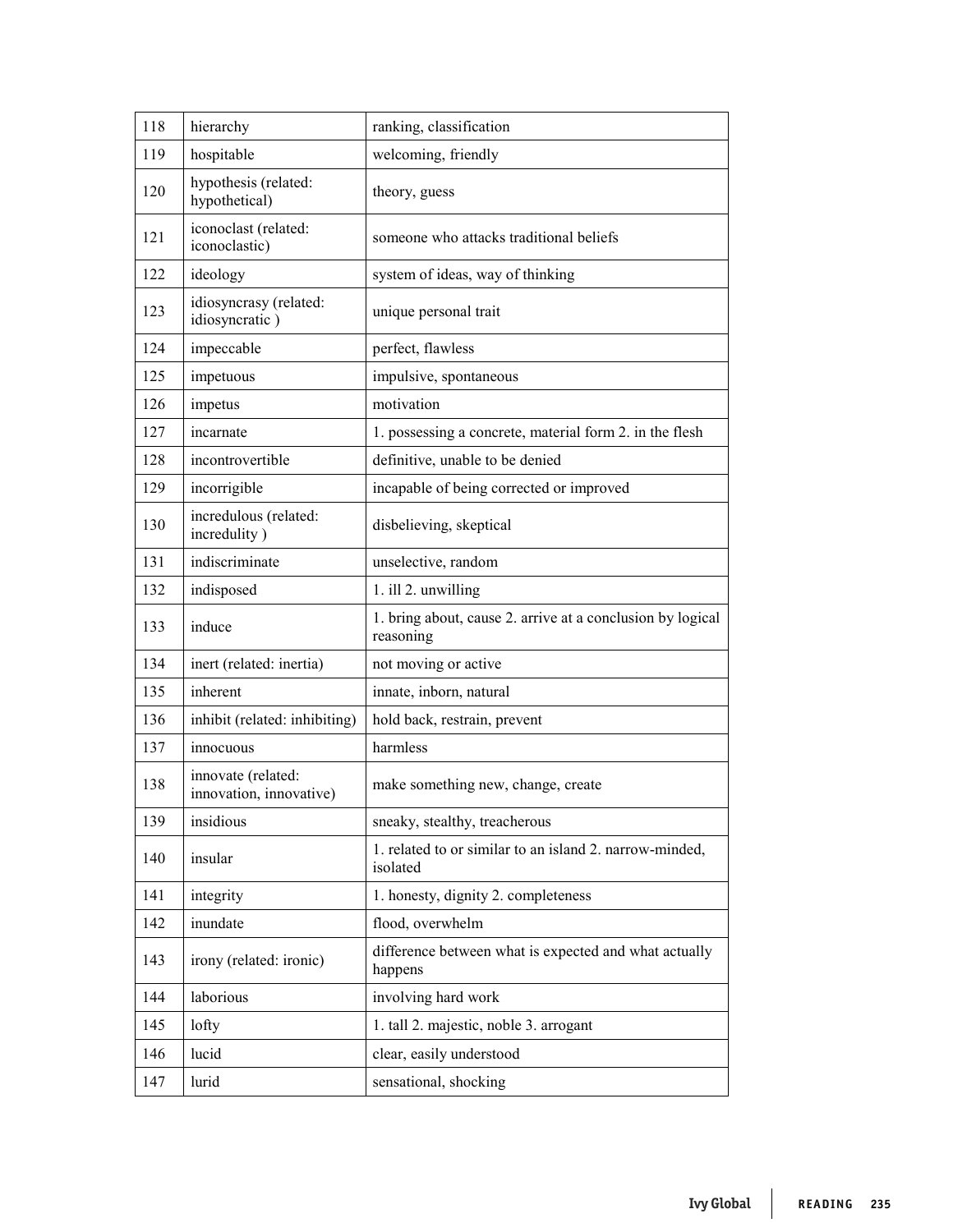| | | |
|---|---|---|
| 118 | hierarchy | ranking, classification |
| 119 | hospitable | welcoming, friendly |
| 120 | hypothesis (related: hypothetical) | theory, guess |
| 121 | iconoclast (related: iconoclastic) | someone who attacks traditional beliefs |
| 122 | ideology | system of ideas, way of thinking |
| 123 | idiosyncrasy (related: idiosyncratic ) | unique personal trait |
| 124 | impeccable | perfect, flawless |
| 125 | impetuous | impulsive, spontaneous |
| 126 | impetus | motivation |
| 127 | incarnate | 1. possessing a concrete, material form 2. in the flesh |
| 128 | incontrovertible | definitive, unable to be denied |
| 129 | incorrigible | incapable of being corrected or improved |
| 130 | incredulous (related: incredulity ) | disbelieving, skeptical |
| 131 | indiscriminate | unselective, random |
| 132 | indisposed | 1. ill 2. unwilling |
| 133 | induce | 1. bring about, cause 2. arrive at a conclusion by logical reasoning |
| 134 | inert (related: inertia) | not moving or active |
| 135 | inherent | innate, inborn, natural |
| 136 | inhibit (related: inhibiting) | hold back, restrain, prevent |
| 137 | innocuous | harmless |
| 138 | innovate (related: innovation, innovative) | make something new, change, create |
| 139 | insidious | sneaky, stealthy, treacherous |
| 140 | insular | 1. related to or similar to an island 2. narrow-minded, isolated |
| 141 | integrity | 1. honesty, dignity 2. completeness |
| 142 | inundate | flood, overwhelm |
| 143 | irony (related: ironic) | difference between what is expected and what actually happens |
| 144 | laborious | involving hard work |
| 145 | lofty | 1. tall 2. majestic, noble 3. arrogant |
| 146 | lucid | clear, easily understood |
| 147 | lurid | sensational, shocking |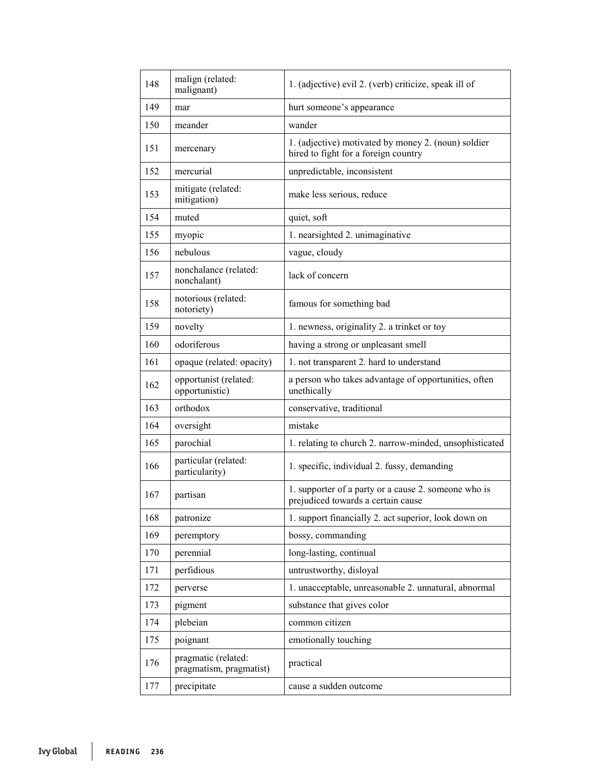| | | |
|---|---|---|
| 148 | malign (related: malignant) | 1. (adjective) evil 2. (verb) criticize, speak ill of |
| 149 | mar | hurt someone's appearance |
| 150 | meander | wander |
| 151 | mercenary | 1. (adjective) motivated by money 2. (noun) soldier hired to fight for a foreign country |
| 152 | mercurial | unpredictable, inconsistent |
| 153 | mitigate (related: mitigation) | make less serious, reduce |
| 154 | muted | quiet, soft |
| 155 | myopic | 1. nearsighted 2. unimaginative |
| 156 | nebulous | vague, cloudy |
| 157 | nonchalance (related: nonchalant) | lack of concern |
| 158 | notorious (related: notoriety) | famous for something bad |
| 159 | novelty | 1. newness, originality 2. a trinket or toy |
| 160 | odoriferous | having a strong or unpleasant smell |
| 161 | opaque (related: opacity) | 1. not transparent 2. hard to understand |
| 162 | opportunist (related: opportunistic) | a person who takes advantage of opportunities, often unethically |
| 163 | orthodox | conservative, traditional |
| 164 | oversight | mistake |
| 165 | parochial | 1. relating to church 2. narrow-minded, unsophisticated |
| 166 | particular (related: particularity) | 1. specific, individual 2. fussy, demanding |
| 167 | partisan | 1. supporter of a party or a cause 2. someone who is prejudiced towards a certain cause |
| 168 | patronize | 1. support financially 2. act superior, look down on |
| 169 | peremptory | bossy, commanding |
| 170 | perennial | long-lasting, continual |
| 171 | perfidious | untrustworthy, disloyal |
| 172 | perverse | 1. unacceptable, unreasonable 2. unnatural, abnormal |
| 173 | pigment | substance that gives color |
| 174 | plebeian | common citizen |
| 175 | poignant | emotionally touching |
| 176 | pragmatic (related: pragmatism, pragmatist) | practical |
| 177 | precipitate | cause a sudden outcome |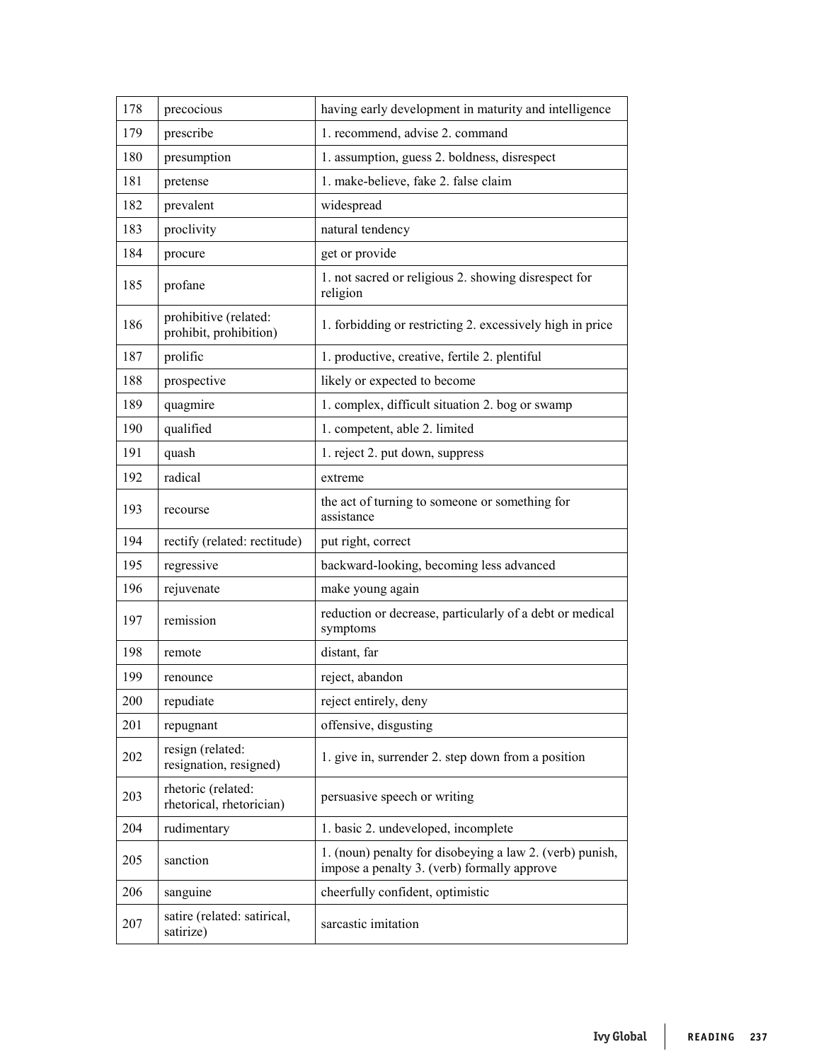| 178 | precocious | having early development in maturity and intelligence |
|---|---|---|
| 179 | prescribe | 1. recommend, advise 2. command |
| 180 | presumption | 1. assumption, guess 2. boldness, disrespect |
| 181 | pretense | 1. make-believe, fake 2. false claim |
| 182 | prevalent | widespread |
| 183 | proclivity | natural tendency |
| 184 | procure | get or provide |
| 185 | profane | 1. not sacred or religious 2. showing disrespect for religion |
| 186 | prohibitive (related: prohibit, prohibition) | 1. forbidding or restricting 2. excessively high in price |
| 187 | prolific | 1. productive, creative, fertile 2. plentiful |
| 188 | prospective | likely or expected to become |
| 189 | quagmire | 1. complex, difficult situation 2. bog or swamp |
| 190 | qualified | 1. competent, able 2. limited |
| 191 | quash | 1. reject 2. put down, suppress |
| 192 | radical | extreme |
| 193 | recourse | the act of turning to someone or something for assistance |
| 194 | rectify (related: rectitude) | put right, correct |
| 195 | regressive | backward-looking, becoming less advanced |
| 196 | rejuvenate | make young again |
| 197 | remission | reduction or decrease, particularly of a debt or medical symptoms |
| 198 | remote | distant, far |
| 199 | renounce | reject, abandon |
| 200 | repudiate | reject entirely, deny |
| 201 | repugnant | offensive, disgusting |
| 202 | resign (related: resignation, resigned) | 1. give in, surrender 2. step down from a position |
| 203 | rhetoric (related: rhetorical, rhetorician) | persuasive speech or writing |
| 204 | rudimentary | 1. basic 2. undeveloped, incomplete |
| 205 | sanction | 1. (noun) penalty for disobeying a law 2. (verb) punish, impose a penalty 3. (verb) formally approve |
| 206 | sanguine | cheerfully confident, optimistic |
| 207 | satire (related: satirical, satirize) | sarcastic imitation |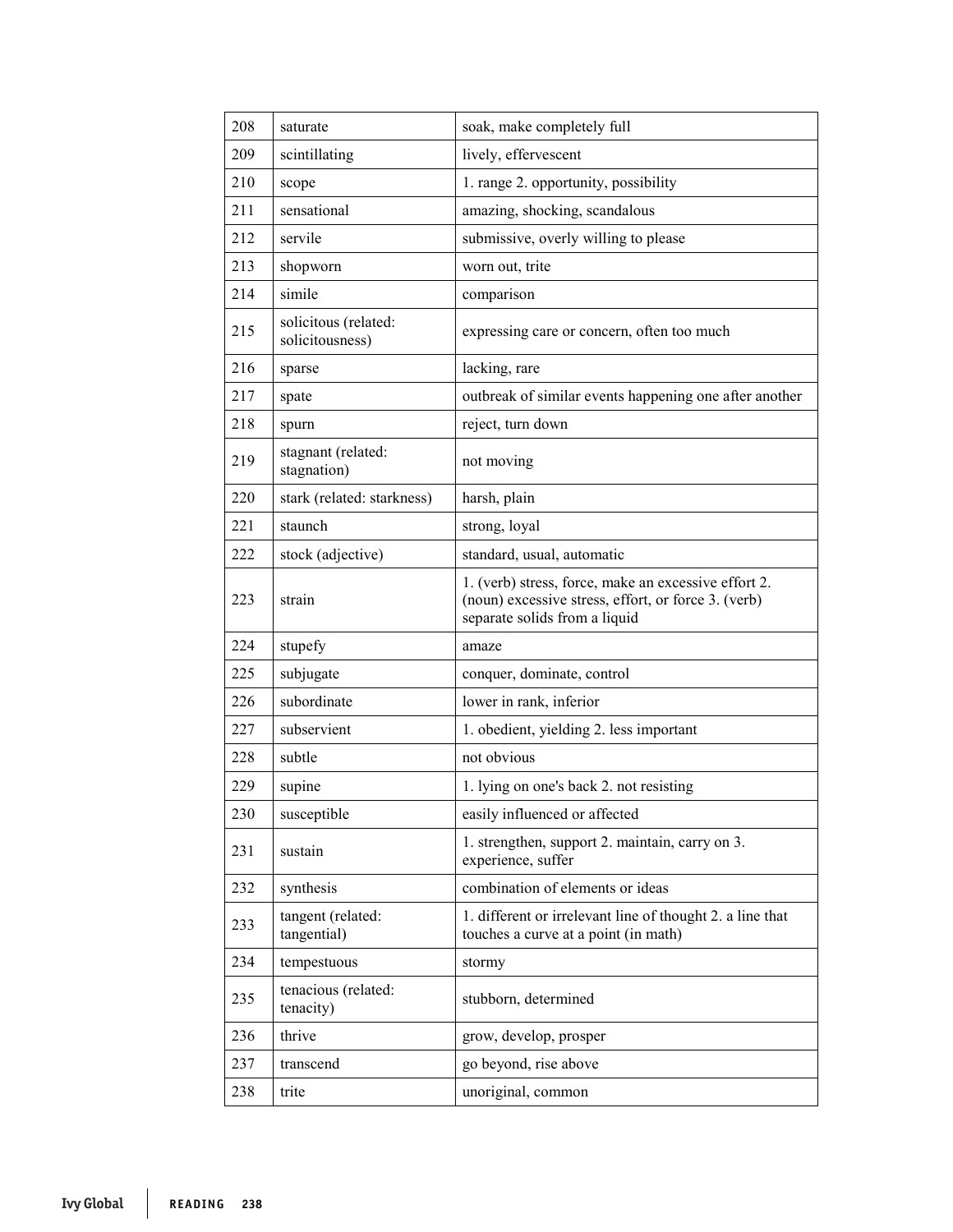| | | |
|---|---|---|
| 208 | saturate | soak, make completely full |
| 209 | scintillating | lively, effervescent |
| 210 | scope | 1. range 2. opportunity, possibility |
| 211 | sensational | amazing, shocking, scandalous |
| 212 | servile | submissive, overly willing to please |
| 213 | shopworn | worn out, trite |
| 214 | simile | comparison |
| 215 | solicitous (related: solicitousness) | expressing care or concern, often too much |
| 216 | sparse | lacking, rare |
| 217 | spate | outbreak of similar events happening one after another |
| 218 | spurn | reject, turn down |
| 219 | stagnant (related: stagnation) | not moving |
| 220 | stark (related: starkness) | harsh, plain |
| 221 | staunch | strong, loyal |
| 222 | stock (adjective) | standard, usual, automatic |
| 223 | strain | 1. (verb) stress, force, make an excessive effort 2. (noun) excessive stress, effort, or force 3. (verb) separate solids from a liquid |
| 224 | stupefy | amaze |
| 225 | subjugate | conquer, dominate, control |
| 226 | subordinate | lower in rank, inferior |
| 227 | subservient | 1. obedient, yielding 2. less important |
| 228 | subtle | not obvious |
| 229 | supine | 1. lying on one's back 2. not resisting |
| 230 | susceptible | easily influenced or affected |
| 231 | sustain | 1. strengthen, support 2. maintain, carry on 3. experience, suffer |
| 232 | synthesis | combination of elements or ideas |
| 233 | tangent (related: tangential) | 1. different or irrelevant line of thought 2. a line that touches a curve at a point (in math) |
| 234 | tempestuous | stormy |
| 235 | tenacious (related: tenacity) | stubborn, determined |
| 236 | thrive | grow, develop, prosper |
| 237 | transcend | go beyond, rise above |
| 238 | trite | unoriginal, common |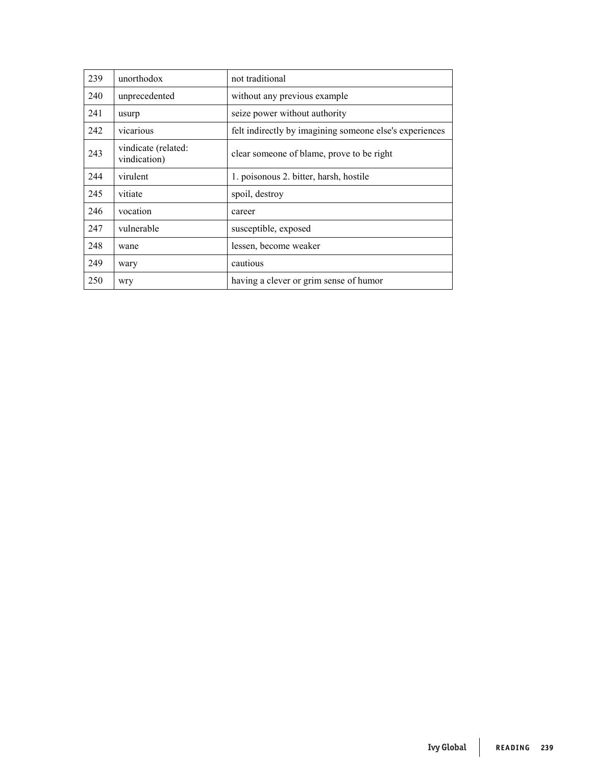| | | |
|---|---|---|
| 239 | unorthodox | not traditional |
| 240 | unprecedented | without any previous example |
| 241 | usurp | seize power without authority |
| 242 | vicarious | felt indirectly by imagining someone else's experiences |
| 243 | vindicate (related: vindication) | clear someone of blame, prove to be right |
| 244 | virulent | 1. poisonous 2. bitter, harsh, hostile |
| 245 | vitiate | spoil, destroy |
| 246 | vocation | career |
| 247 | vulnerable | susceptible, exposed |
| 248 | wane | lessen, become weaker |
| 249 | wary | cautious |
| 250 | wry | having a clever or grim sense of humor |